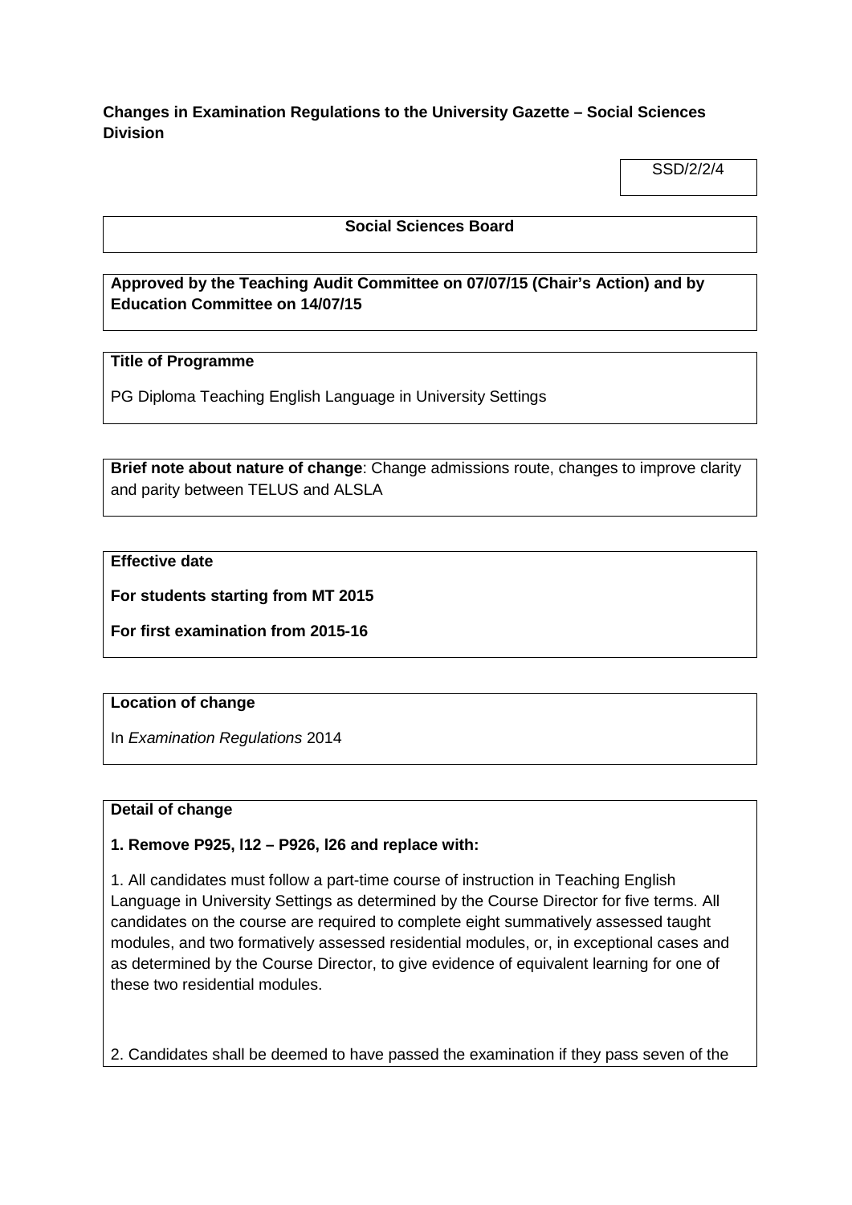**Changes in Examination Regulations to the University Gazette – Social Sciences Division**

SSD/2/2/4

**Social Sciences Board**

**Approved by the Teaching Audit Committee on 07/07/15 (Chair's Action) and by Education Committee on 14/07/15**

**Title of Programme**

PG Diploma Teaching English Language in University Settings

**Brief note about nature of change**: Change admissions route, changes to improve clarity and parity between TELUS and ALSLA

**Effective date**

**For students starting from MT 2015**

**For first examination from 2015-16**

**Location of change**

In *Examination Regulations* 2014

**Detail of change**

**1. Remove P925, l12 – P926, l26 and replace with:**

1. All candidates must follow a part-time course of instruction in Teaching English Language in University Settings as determined by the Course Director for five terms. All candidates on the course are required to complete eight summatively assessed taught modules, and two formatively assessed residential modules, or, in exceptional cases and as determined by the Course Director, to give evidence of equivalent learning for one of these two residential modules.

2. Candidates shall be deemed to have passed the examination if they pass seven of the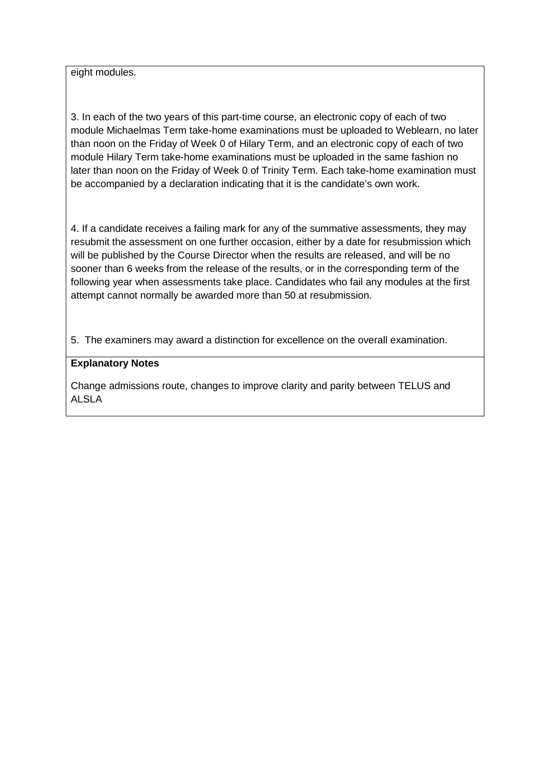eight modules.

3. In each of the two years of this part-time course, an electronic copy of each of two module Michaelmas Term take-home examinations must be uploaded to Weblearn, no later than noon on the Friday of Week 0 of Hilary Term, and an electronic copy of each of two module Hilary Term take-home examinations must be uploaded in the same fashion no later than noon on the Friday of Week 0 of Trinity Term. Each take-home examination must be accompanied by a declaration indicating that it is the candidate's own work.

4. If a candidate receives a failing mark for any of the summative assessments, they may resubmit the assessment on one further occasion, either by a date for resubmission which will be published by the Course Director when the results are released, and will be no sooner than 6 weeks from the release of the results, or in the corresponding term of the following year when assessments take place. Candidates who fail any modules at the first attempt cannot normally be awarded more than 50 at resubmission.

5. The examiners may award a distinction for excellence on the overall examination.

**Explanatory Notes**

Change admissions route, changes to improve clarity and parity between TELUS and ALSLA